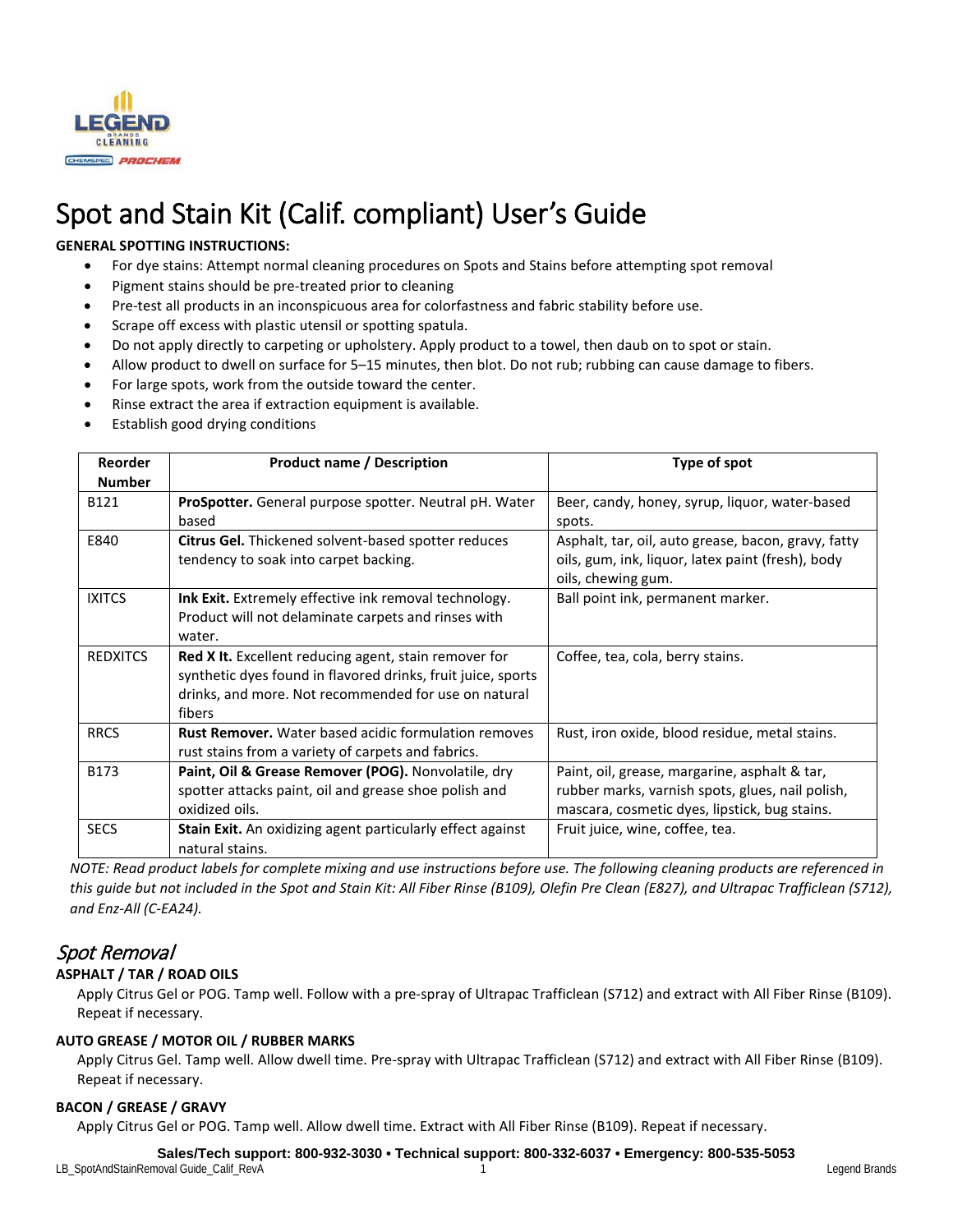# Spot and Stain Kit (Calif. compliant) User's Guide

**GENERAL SPOTTING INSTRUCTIONS:**

- For dye stains: Attempt normal cleaning procedures on Spots and Stains before attempting spot removal
- Pigment stains should be pre-treated prior to cleaning
- Pre-test all products in an inconspicuous area for colorfastness and fabric stability before use.
- Scrape off excess with plastic utensil or spotting spatula.
- Do not apply directly to carpeting or upholstery. Apply product to a towel, then daub on to spot or stain.
- Allow product to dwell on surface for 5–15 minutes, then blot. Do not rub; rubbing can cause damage to fibers.
- For large spots, work from the outside toward the center.
- Rinse extract the area if extraction equipment is available.
- Establish good drying conditions

| Reorder Number | Product name / Description | Type of spot |
|---|---|---|
| B121 | **ProSpotter.** General purpose spotter. Neutral pH. Water based | Beer, candy, honey, syrup, liquor, water-based spots. |
| E840 | **Citrus Gel.** Thickened solvent-based spotter reduces tendency to soak into carpet backing. | Asphalt, tar, oil, auto grease, bacon, gravy, fatty oils, gum, ink, liquor, latex paint (fresh), body oils, chewing gum. |
| IXITCS | **Ink Exit.** Extremely effective ink removal technology. Product will not delaminate carpets and rinses with water. | Ball point ink, permanent marker. |
| REDXITCS | **Red X It.** Excellent reducing agent, stain remover for synthetic dyes found in flavored drinks, fruit juice, sports drinks, and more. Not recommended for use on natural fibers | Coffee, tea, cola, berry stains. |
| RRCS | **Rust Remover.** Water based acidic formulation removes rust stains from a variety of carpets and fabrics. | Rust, iron oxide, blood residue, metal stains. |
| B173 | **Paint, Oil & Grease Remover (POG).** Nonvolatile, dry spotter attacks paint, oil and grease shoe polish and oxidized oils. | Paint, oil, grease, margarine, asphalt & tar, rubber marks, varnish spots, glues, nail polish, mascara, cosmetic dyes, lipstick, bug stains. |
| SECS | **Stain Exit.** An oxidizing agent particularly effect against natural stains. | Fruit juice, wine, coffee, tea. |

*NOTE: Read product labels for complete mixing and use instructions before use. The following cleaning products are referenced in this guide but not included in the Spot and Stain Kit: All Fiber Rinse (B109), Olefin Pre Clean (E827), and Ultrapac Trafficlean (S712), and Enz-All (C-EA24).*

## *Spot Removal*

**ASPHALT / TAR / ROAD OILS**

Apply Citrus Gel or POG. Tamp well. Follow with a pre-spray of Ultrapac Trafficlean (S712) and extract with All Fiber Rinse (B109). Repeat if necessary.

**AUTO GREASE / MOTOR OIL / RUBBER MARKS**

Apply Citrus Gel. Tamp well. Allow dwell time. Pre-spray with Ultrapac Trafficlean (S712) and extract with All Fiber Rinse (B109). Repeat if necessary.

**BACON / GREASE / GRAVY**

Apply Citrus Gel or POG. Tamp well. Allow dwell time. Extract with All Fiber Rinse (B109). Repeat if necessary.

**Sales/Tech support: 800-932-3030 • Technical support: 800-332-6037 • Emergency: 800-535-5053**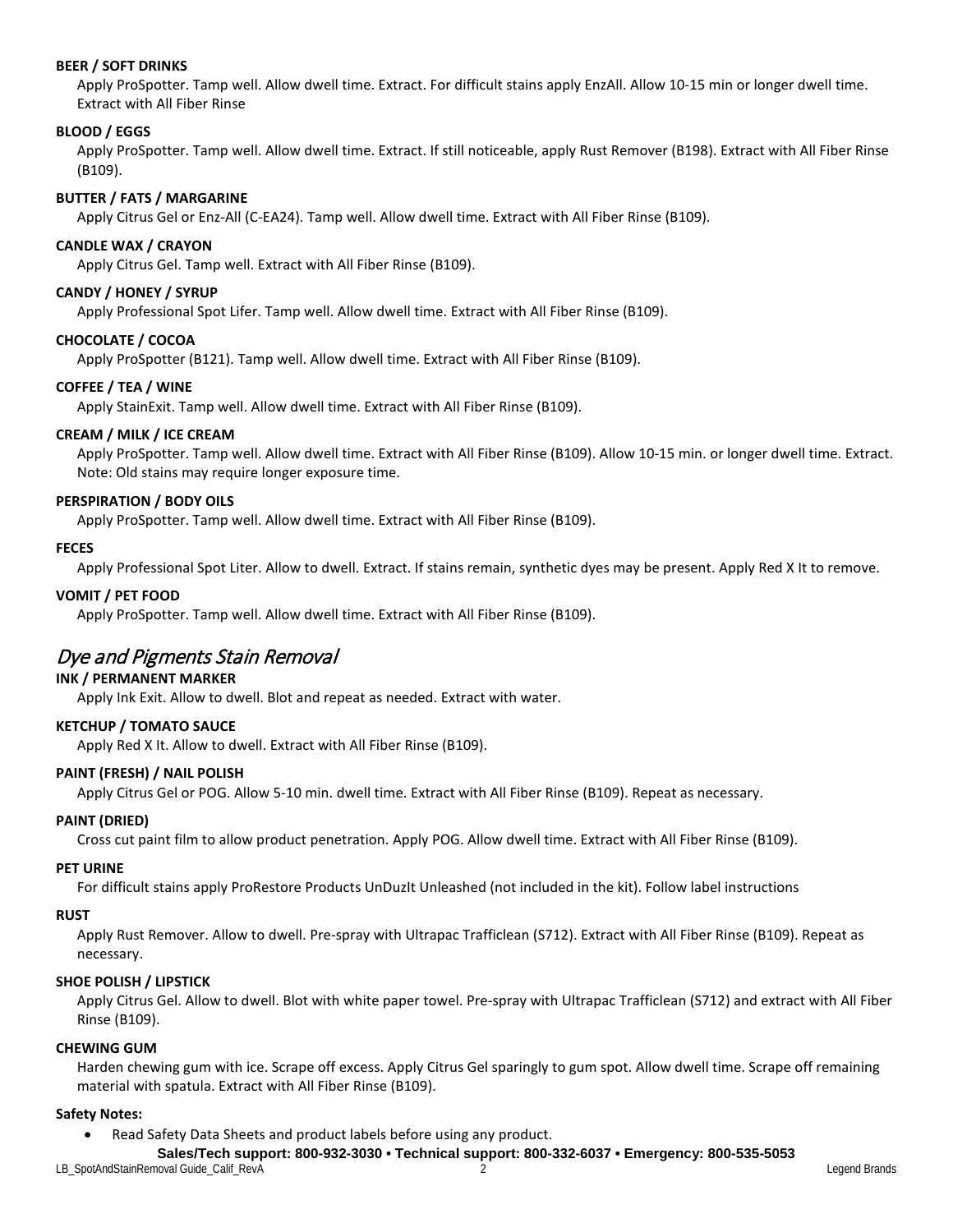**BEER / SOFT DRINKS**

Apply ProSpotter. Tamp well. Allow dwell time. Extract. For difficult stains apply EnzAll. Allow 10-15 min or longer dwell time. Extract with All Fiber Rinse

**BLOOD / EGGS**

Apply ProSpotter. Tamp well. Allow dwell time. Extract. If still noticeable, apply Rust Remover (B198). Extract with All Fiber Rinse (B109).

**BUTTER / FATS / MARGARINE**

Apply Citrus Gel or Enz-All (C-EA24). Tamp well. Allow dwell time. Extract with All Fiber Rinse (B109).

**CANDLE WAX / CRAYON**

Apply Citrus Gel. Tamp well. Extract with All Fiber Rinse (B109).

**CANDY / HONEY / SYRUP**

Apply Professional Spot Lifer. Tamp well. Allow dwell time. Extract with All Fiber Rinse (B109).

**CHOCOLATE / COCOA**

Apply ProSpotter (B121). Tamp well. Allow dwell time. Extract with All Fiber Rinse (B109).

**COFFEE / TEA / WINE**

Apply StainExit. Tamp well. Allow dwell time. Extract with All Fiber Rinse (B109).

**CREAM / MILK / ICE CREAM**

Apply ProSpotter. Tamp well. Allow dwell time. Extract with All Fiber Rinse (B109). Allow 10-15 min. or longer dwell time. Extract. Note: Old stains may require longer exposure time.

**PERSPIRATION / BODY OILS**

Apply ProSpotter. Tamp well. Allow dwell time. Extract with All Fiber Rinse (B109).

**FECES**

Apply Professional Spot Liter. Allow to dwell. Extract. If stains remain, synthetic dyes may be present. Apply Red X It to remove.

**VOMIT / PET FOOD**

Apply ProSpotter. Tamp well. Allow dwell time. Extract with All Fiber Rinse (B109).

## *Dye and Pigments Stain Removal*

**INK / PERMANENT MARKER**

Apply Ink Exit. Allow to dwell. Blot and repeat as needed. Extract with water.

**KETCHUP / TOMATO SAUCE**

Apply Red X It. Allow to dwell. Extract with All Fiber Rinse (B109).

**PAINT (FRESH) / NAIL POLISH**

Apply Citrus Gel or POG. Allow 5-10 min. dwell time. Extract with All Fiber Rinse (B109). Repeat as necessary.

**PAINT (DRIED)**

Cross cut paint film to allow product penetration. Apply POG. Allow dwell time. Extract with All Fiber Rinse (B109).

**PET URINE**

For difficult stains apply ProRestore Products UnDuzIt Unleashed (not included in the kit). Follow label instructions

**RUST**

Apply Rust Remover. Allow to dwell. Pre-spray with Ultrapac Trafficlean (S712). Extract with All Fiber Rinse (B109). Repeat as necessary.

**SHOE POLISH / LIPSTICK**

Apply Citrus Gel. Allow to dwell. Blot with white paper towel. Pre-spray with Ultrapac Trafficlean (S712) and extract with All Fiber Rinse (B109).

**CHEWING GUM**

Harden chewing gum with ice. Scrape off excess. Apply Citrus Gel sparingly to gum spot. Allow dwell time. Scrape off remaining material with spatula. Extract with All Fiber Rinse (B109).

**Safety Notes:**

- Read Safety Data Sheets and product labels before using any product.

**Sales/Tech support: 800-932-3030 • Technical support: 800-332-6037 • Emergency: 800-535-5053**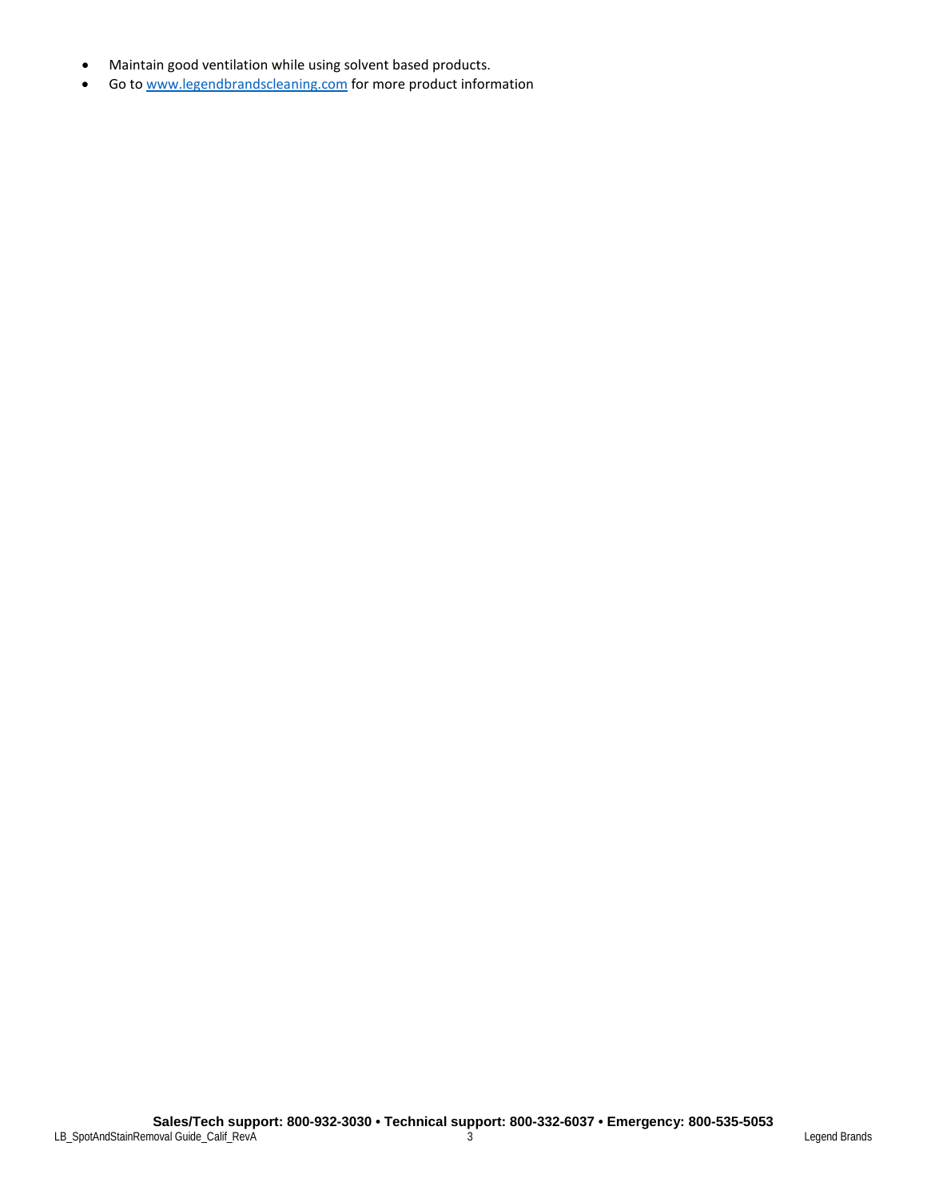- Maintain good ventilation while using solvent based products.
- Go to www.legendbrandscleaning.com for more product information